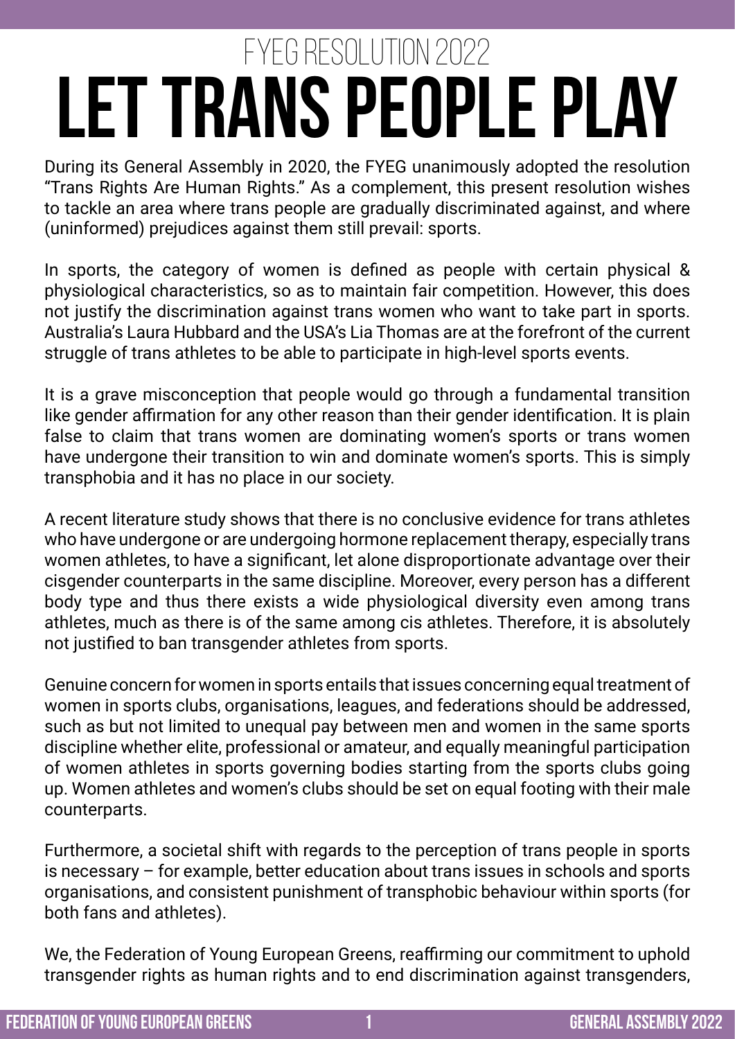## FYEG RESOLUTION 2022

# LET TRANS PEOPLE PLAY

During its General Assembly in 2020, the FYEG unanimously adopted the resolution "Trans Rights Are Human Rights." As a complement, this present resolution wishes to tackle an area where trans people are gradually discriminated against, and where (uninformed) prejudices against them still prevail: sports.

In sports, the category of women is defined as people with certain physical & physiological characteristics, so as to maintain fair competition. However, this does not justify the discrimination against trans women who want to take part in sports. Australia's Laura Hubbard and the USA's Lia Thomas are at the forefront of the current struggle of trans athletes to be able to participate in high-level sports events.

It is a grave misconception that people would go through a fundamental transition like gender affirmation for any other reason than their gender identification. It is plain false to claim that trans women are dominating women's sports or trans women have undergone their transition to win and dominate women's sports. This is simply transphobia and it has no place in our society.

A recent literature study shows that there is no conclusive evidence for trans athletes who have undergone or are undergoing hormone replacement therapy, especially trans women athletes, to have a significant, let alone disproportionate advantage over their cisgender counterparts in the same discipline. Moreover, every person has a different body type and thus there exists a wide physiological diversity even among trans athletes, much as there is of the same among cis athletes. Therefore, it is absolutely not justified to ban transgender athletes from sports.

Genuine concern for women in sports entails that issues concerning equal treatment of women in sports clubs, organisations, leagues, and federations should be addressed, such as but not limited to unequal pay between men and women in the same sports discipline whether elite, professional or amateur, and equally meaningful participation of women athletes in sports governing bodies starting from the sports clubs going up. Women athletes and women's clubs should be set on equal footing with their male counterparts.

Furthermore, a societal shift with regards to the perception of trans people in sports is necessary – for example, better education about trans issues in schools and sports organisations, and consistent punishment of transphobic behaviour within sports (for both fans and athletes).

We, the Federation of Young European Greens, reaffirming our commitment to uphold transgender rights as human rights and to end discrimination against transgenders,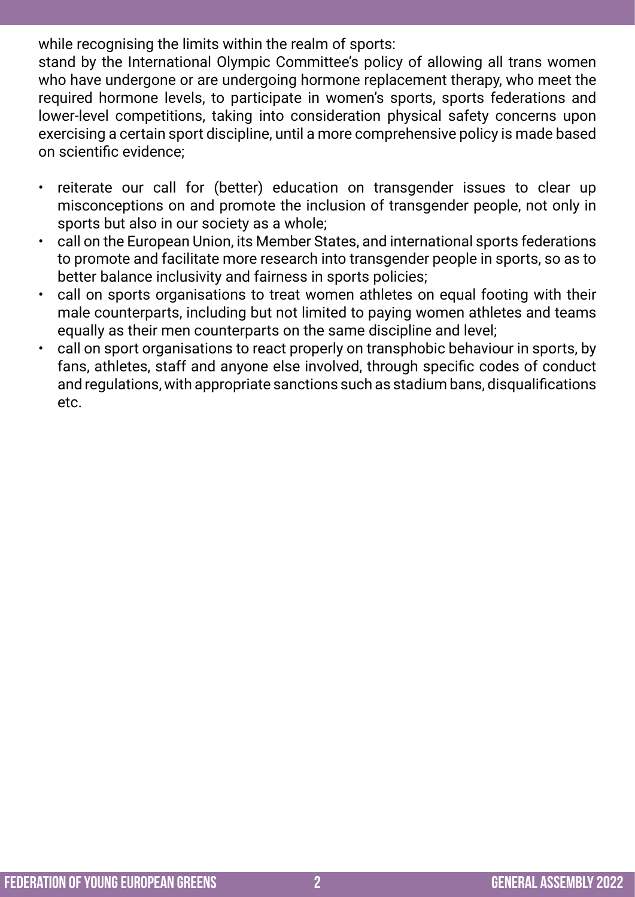while recognising the limits within the realm of sports:
stand by the International Olympic Committee's policy of allowing all trans women who have undergone or are undergoing hormone replacement therapy, who meet the required hormone levels, to participate in women's sports, sports federations and lower-level competitions, taking into consideration physical safety concerns upon exercising a certain sport discipline, until a more comprehensive policy is made based on scientific evidence;

- reiterate our call for (better) education on transgender issues to clear up misconceptions on and promote the inclusion of transgender people, not only in sports but also in our society as a whole;
- call on the European Union, its Member States, and international sports federations to promote and facilitate more research into transgender people in sports, so as to better balance inclusivity and fairness in sports policies;
- call on sports organisations to treat women athletes on equal footing with their male counterparts, including but not limited to paying women athletes and teams equally as their men counterparts on the same discipline and level;
- call on sport organisations to react properly on transphobic behaviour in sports, by fans, athletes, staff and anyone else involved, through specific codes of conduct and regulations, with appropriate sanctions such as stadium bans, disqualifications etc.